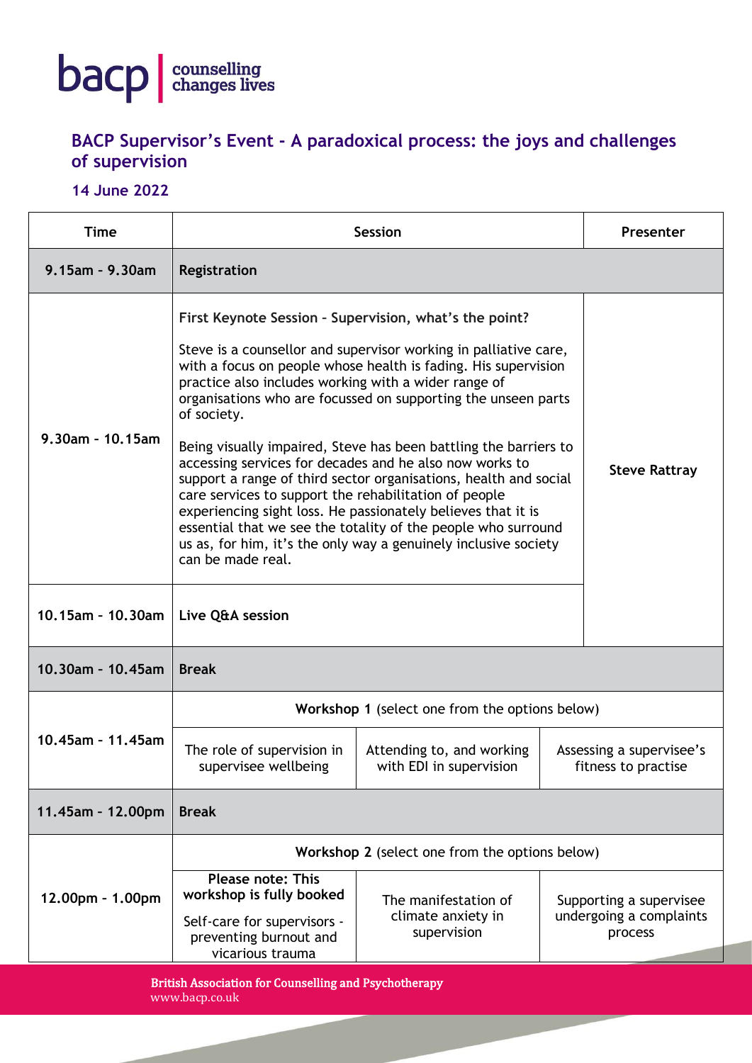bacp | counselling changes lives

# BACP Supervisor's Event - A paradoxical process: the joys and challenges of supervision

### 14 June 2022

| Time | Session | | | Presenter |
|---|---|---|---|---|
| 9.15am - 9.30am | **Registration** | | | |
| 9.30am - 10.15am | **First Keynote Session – Supervision, what's the point?**<br><br>Steve is a counsellor and supervisor working in palliative care, with a focus on people whose health is fading. His supervision practice also includes working with a wider range of organisations who are focussed on supporting the unseen parts of society.<br><br>Being visually impaired, Steve has been battling the barriers to accessing services for decades and he also now works to support a range of third sector organisations, health and social care services to support the rehabilitation of people experiencing sight loss. He passionately believes that it is essential that we see the totality of the people who surround us as, for him, it's the only way a genuinely inclusive society can be made real. | | | **Steve Rattray** |
| 10.15am - 10.30am | **Live Q&A session** | | | |
| 10.30am - 10.45am | **Break** | | | |
| 10.45am - 11.45am | **Workshop 1** (select one from the options below) | | | |
| | The role of supervision in supervisee wellbeing | Attending to, and working with EDI in supervision | Assessing a supervisee's fitness to practise | |
| 11.45am - 12.00pm | **Break** | | | |
| 12.00pm - 1.00pm | **Workshop 2** (select one from the options below) | | | |
| | **Please note: This workshop is fully booked**<br>Self-care for supervisors - preventing burnout and vicarious trauma | The manifestation of climate anxiety in supervision | Supporting a supervisee undergoing a complaints process | |

British Association for Counselling and Psychotherapy
www.bacp.co.uk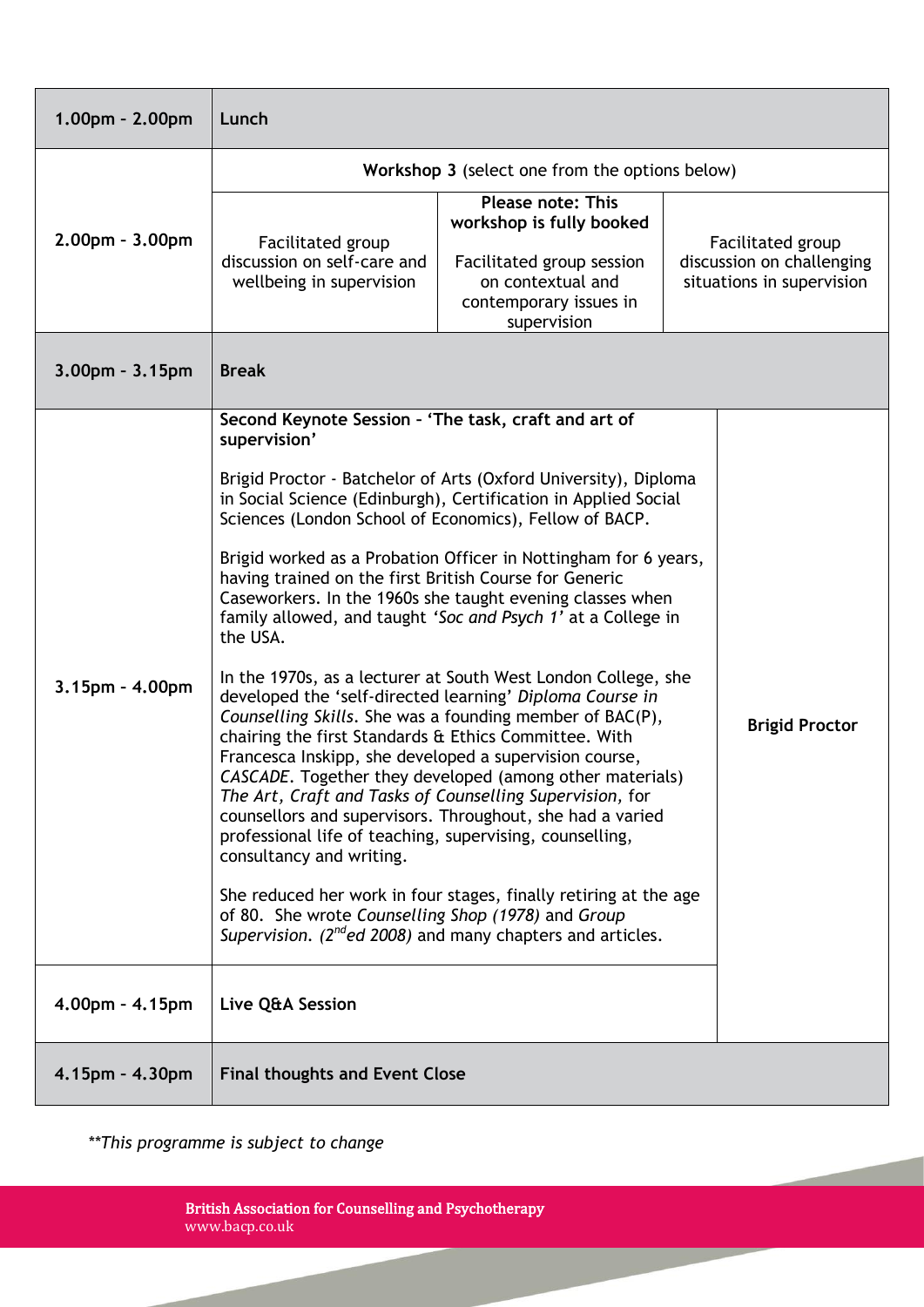| | | | |
|---|---|---|---|
| 1.00pm – 2.00pm | **Lunch** | | |
| 2.00pm – 3.00pm | **Workshop 3** (select one from the options below) | | |
| | Facilitated group discussion on self-care and wellbeing in supervision | **Please note: This workshop is fully booked** Facilitated group session on contextual and contemporary issues in supervision | Facilitated group discussion on challenging situations in supervision |
| 3.00pm – 3.15pm | **Break** | | |
| 3.15pm – 4.00pm | **Second Keynote Session – 'The task, craft and art of supervision'** Brigid Proctor - Batchelor of Arts (Oxford University), Diploma in Social Science (Edinburgh), Certification in Applied Social Sciences (London School of Economics), Fellow of BACP. Brigid worked as a Probation Officer in Nottingham for 6 years, having trained on the first British Course for Generic Caseworkers. In the 1960s she taught evening classes when family allowed, and taught *'Soc and Psych 1'* at a College in the USA. In the 1970s, as a lecturer at South West London College, she developed the 'self-directed learning' *Diploma Course in Counselling Skills*. She was a founding member of BAC(P), chairing the first Standards & Ethics Committee. With Francesca Inskipp, she developed a supervision course, *CASCADE*. Together they developed (among other materials) *The Art, Craft and Tasks of Counselling Supervision,* for counsellors and supervisors. Throughout, she had a varied professional life of teaching, supervising, counselling, consultancy and writing. She reduced her work in four stages, finally retiring at the age of 80. She wrote *Counselling Shop (1978)* and *Group Supervision. (2nd ed 2008)* and many chapters and articles. | **Brigid Proctor** | |
| 4.00pm – 4.15pm | **Live Q&A Session** | | |
| 4.15pm – 4.30pm | **Final thoughts and Event Close** | | |

*\*\*This programme is subject to change*

British Association for Counselling and Psychotherapy
www.bacp.co.uk